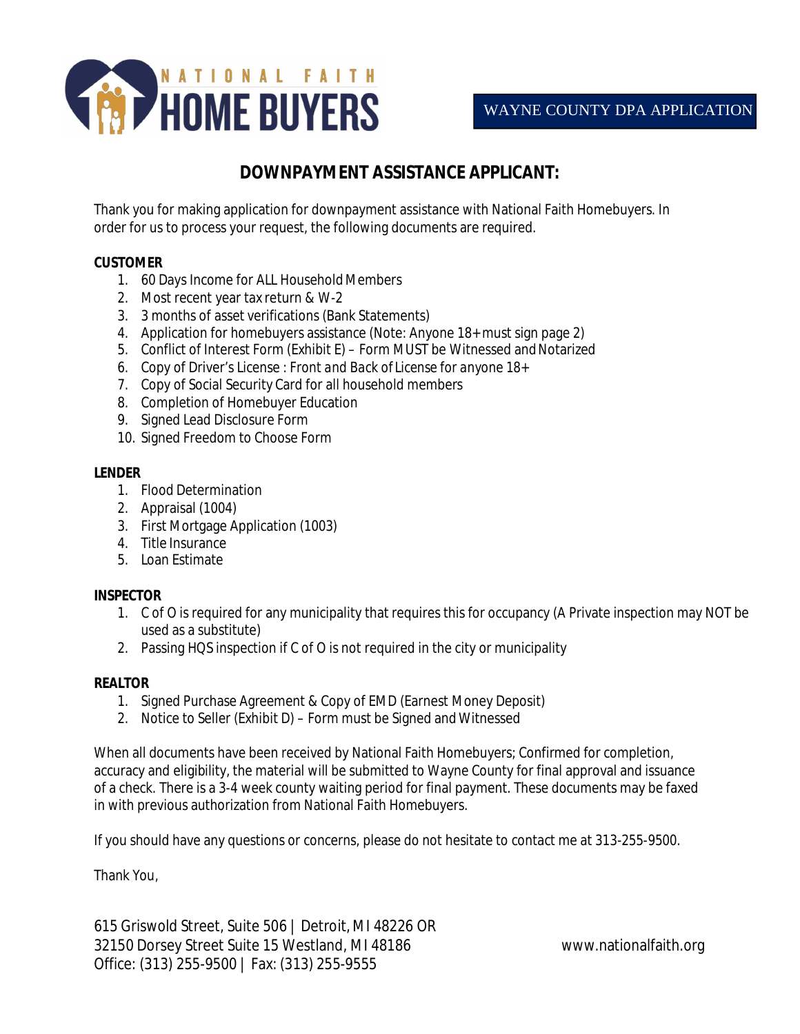NATIONAL FAITH HOME BUYERS

WAYNE COUNTY DPA APPLICATION

# DOWNPAYMENT ASSISTANCE APPLICANT:

Thank you for making application for downpayment assistance with National Faith Homebuyers. In order for us to process your request, the following documents are required.

**CUSTOMER**

1. 60 Days Income for ALL Household Members
2. Most recent year tax return & W-2
3. 3 months of asset verifications (Bank Statements)
4. Application for homebuyers assistance (Note: Anyone 18+ must sign page 2)
5. Conflict of Interest Form (Exhibit E) – Form MUST be Witnessed and Notarized
6. Copy of Driver's License : *Front and Back of License for anyone 18+*
7. Copy of Social Security Card for all household members
8. Completion of Homebuyer Education
9. Signed Lead Disclosure Form
10. Signed Freedom to Choose Form

**LENDER**

1. Flood Determination
2. Appraisal (1004)
3. First Mortgage Application (1003)
4. Title Insurance
5. Loan Estimate

**INSPECTOR**

1. C of O is required for any municipality that requires this for occupancy (A Private inspection may NOT be used as a substitute)
2. Passing HQS inspection if C of O is not required in the city or municipality

**REALTOR**

1. Signed Purchase Agreement & Copy of EMD (Earnest Money Deposit)
2. Notice to Seller (Exhibit D) – Form must be Signed and Witnessed

When all documents have been received by National Faith Homebuyers; Confirmed for completion, accuracy and eligibility, the material will be submitted to Wayne County for final approval and issuance of a check. There is a 3-4 week county waiting period for final payment. These documents may be faxed in with previous authorization from National Faith Homebuyers.

If you should have any questions or concerns, please do not hesitate to contact me at 313-255-9500.

Thank You,

615 Griswold Street, Suite 506 | Detroit, MI 48226 OR
32150 Dorsey Street Suite 15 Westland, MI 48186
Office: (313) 255-9500 | Fax: (313) 255-9555

www.nationalfaith.org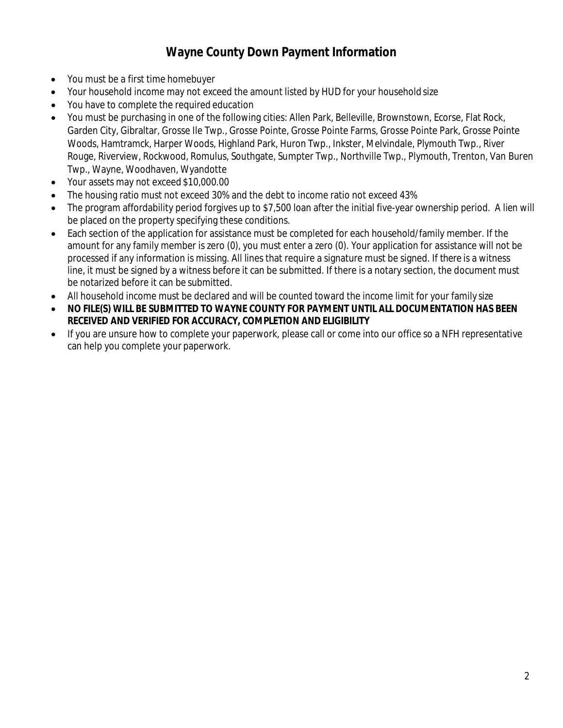# Wayne County Down Payment Information

- You must be a first time homebuyer
- Your household income may not exceed the amount listed by HUD for your household size
- You have to complete the required education
- You must be purchasing in one of the following cities: Allen Park, Belleville, Brownstown, Ecorse, Flat Rock, Garden City, Gibraltar, Grosse Ile Twp., Grosse Pointe, Grosse Pointe Farms, Grosse Pointe Park, Grosse Pointe Woods, Hamtramck, Harper Woods, Highland Park, Huron Twp., Inkster, Melvindale, Plymouth Twp., River Rouge, Riverview, Rockwood, Romulus, Southgate, Sumpter Twp., Northville Twp., Plymouth, Trenton, Van Buren Twp., Wayne, Woodhaven, Wyandotte
- Your assets may not exceed $10,000.00
- The housing ratio must not exceed 30% and the debt to income ratio not exceed 43%
- The program affordability period forgives up to $7,500 loan after the initial five-year ownership period. A lien will be placed on the property specifying these conditions.
- Each section of the application for assistance must be completed for each household/family member. If the amount for any family member is zero (0), you must enter a zero (0). Your application for assistance will not be processed if any information is missing. All lines that require a signature must be signed. If there is a witness line, it must be signed by a witness before it can be submitted. If there is a notary section, the document must be notarized before it can be submitted.
- All household income must be declared and will be counted toward the income limit for your family size
- **NO FILE(S) WILL BE SUBMITTED TO WAYNE COUNTY FOR PAYMENT UNTIL ALL DOCUMENTATION HAS BEEN RECEIVED AND VERIFIED FOR ACCURACY, COMPLETION AND ELIGIBILITY**
- If you are unsure how to complete your paperwork, please call or come into our office so a NFH representative can help you complete your paperwork.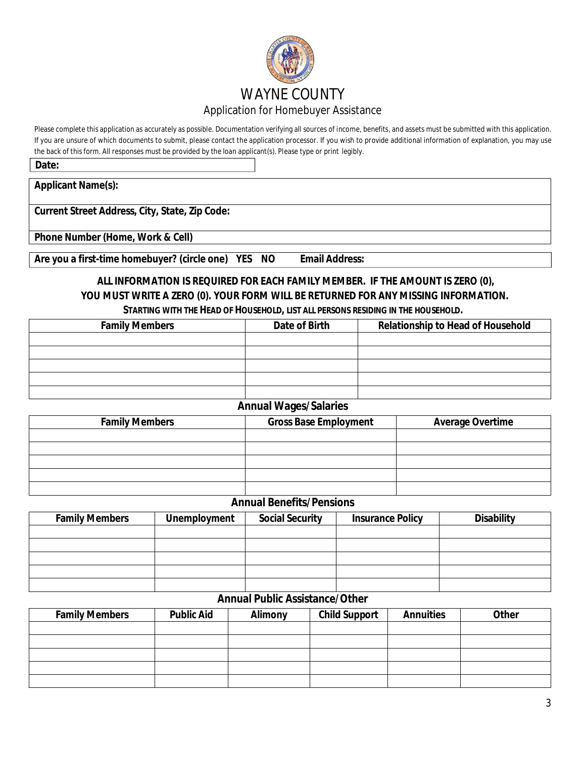# WAYNE COUNTY

## Application for Homebuyer Assistance

Please complete this application as accurately as possible. Documentation verifying all sources of income, benefits, and assets must be submitted with this application. If you are unsure of which documents to submit, please contact the application processor. If you wish to provide additional information of explanation, you may use the back of this form. All responses must be provided by the loan applicant(s). Please type or print legibly.

**Date:**

**Applicant Name(s):**

**Current Street Address, City, State, Zip Code:**

**Phone Number (Home, Work & Cell)**

**Are you a first-time homebuyer? (circle one) YES NO** **Email Address:**

**ALL INFORMATION IS REQUIRED FOR EACH FAMILY MEMBER. IF THE AMOUNT IS ZERO (0), YOU MUST WRITE A ZERO (0). YOUR FORM WILL BE RETURNED FOR ANY MISSING INFORMATION.**

**STARTING WITH THE HEAD OF HOUSEHOLD, LIST ALL PERSONS RESIDING IN THE HOUSEHOLD.**

| Family Members | Date of Birth | Relationship to Head of Household |
|---|---|---|
| | | |
| | | |
| | | |
| | | |
| | | |

### Annual Wages/Salaries

| Family Members | Gross Base Employment | Average Overtime |
|---|---|---|
| | | |
| | | |
| | | |
| | | |
| | | |

### Annual Benefits/Pensions

| Family Members | Unemployment | Social Security | Insurance Policy | Disability |
|---|---|---|---|---|
| | | | | |
| | | | | |
| | | | | |
| | | | | |
| | | | | |

### Annual Public Assistance/Other

| Family Members | Public Aid | Alimony | Child Support | Annuities | Other |
|---|---|---|---|---|---|
| | | | | | |
| | | | | | |
| | | | | | |
| | | | | | |
| | | | | | |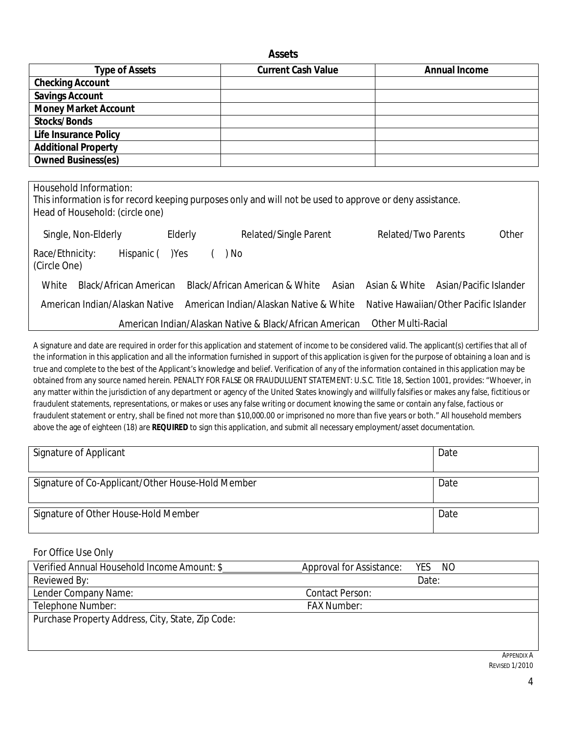## Assets

| Type of Assets | Current Cash Value | Annual Income |
|---|---|---|
| **Checking Account** | | |
| **Savings Account** | | |
| **Money Market Account** | | |
| **Stocks/Bonds** | | |
| **Life Insurance Policy** | | |
| **Additional Property** | | |
| **Owned Business(es)** | | |

Household Information:
This information is for record keeping purposes only and will not be used to approve or deny assistance.
Head of Household: (circle one)

Single, Non-Elderly  Elderly  Related/Single Parent  Related/Two Parents  Other

Race/Ethnicity: (Circle One)  Hispanic ( )Yes ( ) No

White  Black/African American  Black/African American & White  Asian  Asian & White  Asian/Pacific Islander

American Indian/Alaskan Native  American Indian/Alaskan Native & White  Native Hawaiian/Other Pacific Islander

American Indian/Alaskan Native & Black/African American  Other Multi-Racial

A signature and date are required in order for this application and statement of income to be considered valid. The applicant(s) certifies that all of the information in this application and all the information furnished in support of this application is given for the purpose of obtaining a loan and is true and complete to the best of the Applicant's knowledge and belief. Verification of any of the information contained in this application may be obtained from any source named herein. PENALTY FOR FALSE OR FRAUDULUENT STATEMENT: U.S.C. Title 18, Section 1001, provides: "Whoever, in any matter within the jurisdiction of any department or agency of the United States knowingly and willfully falsifies or makes any false, fictitious or fraudulent statements, representations, or makes or uses any false writing or document knowing the same or contain any false, factious or fraudulent statement or entry, shall be fined not more than $10,000.00 or imprisoned no more than five years or both." All household members above the age of eighteen (18) are **REQUIRED** to sign this application, and submit all necessary employment/asset documentation.

| Signature of Applicant | Date |
|---|---|

| Signature of Co-Applicant/Other House-Hold Member | Date |
|---|---|

| Signature of Other House-Hold Member | Date |
|---|---|

For Office Use Only

| Verified Annual Household Income Amount: $________________ | Approval for Assistance: YES NO |
|---|---|
| Reviewed By: | Date: |
| Lender Company Name: | Contact Person: |
| Telephone Number: | FAX Number: |
| Purchase Property Address, City, State, Zip Code: | |

APPENDIX A
REVISED 1/2010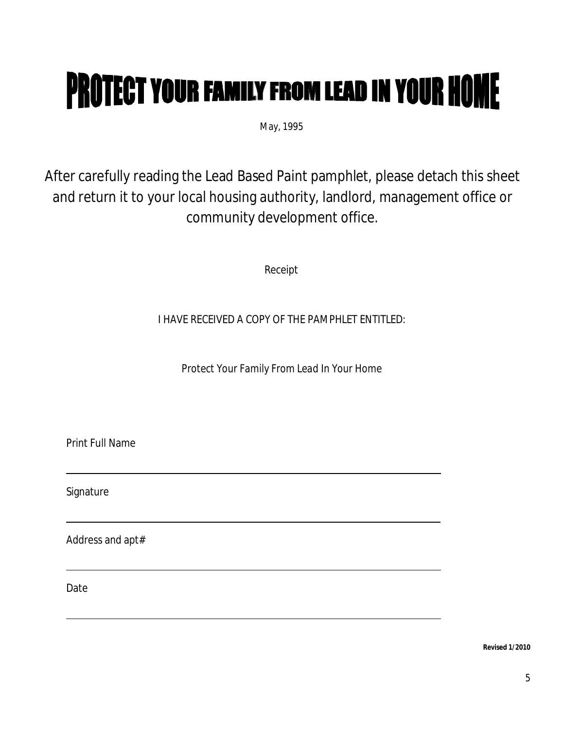# PROTECT YOUR FAMILY FROM LEAD IN YOUR HOME

May, 1995

After carefully reading the Lead Based Paint pamphlet, please detach this sheet and return it to your local housing authority, landlord, management office or community development office.

Receipt

I HAVE RECEIVED A COPY OF THE PAMPHLET ENTITLED:

*Protect Your Family From Lead In Your Home*

Print Full Name

___

Signature

___

Address and apt#

___

Date

___

**Revised 1/2010**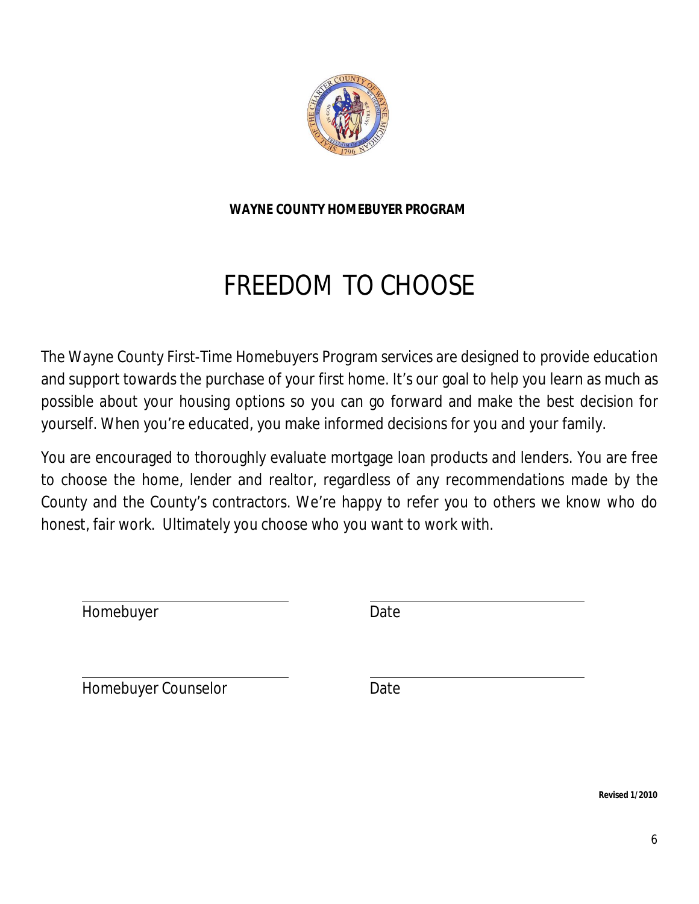**WAYNE COUNTY HOMEBUYER PROGRAM**

# FREEDOM TO CHOOSE

The Wayne County First-Time Homebuyers Program services are designed to provide education and support towards the purchase of your first home. It's our goal to help you learn as much as possible about your housing options so you can go forward and make the best decision for yourself. When you're educated, you make informed decisions for you and your family.

You are encouraged to thoroughly evaluate mortgage loan products and lenders. You are free to choose the home, lender and realtor, regardless of any recommendations made by the County and the County's contractors. We're happy to refer you to others we know who do honest, fair work. Ultimately you choose who you want to work with.

\_\_\_\_\_\_\_\_\_\_\_\_\_\_\_\_\_\_\_\_\_\_\_\_\_\_ \_\_\_\_\_\_\_\_\_\_\_\_\_\_\_\_\_\_\_\_\_\_\_\_\_\_
Homebuyer Date

\_\_\_\_\_\_\_\_\_\_\_\_\_\_\_\_\_\_\_\_\_\_\_\_\_\_ \_\_\_\_\_\_\_\_\_\_\_\_\_\_\_\_\_\_\_\_\_\_\_\_\_\_
Homebuyer Counselor Date

**Revised 1/2010**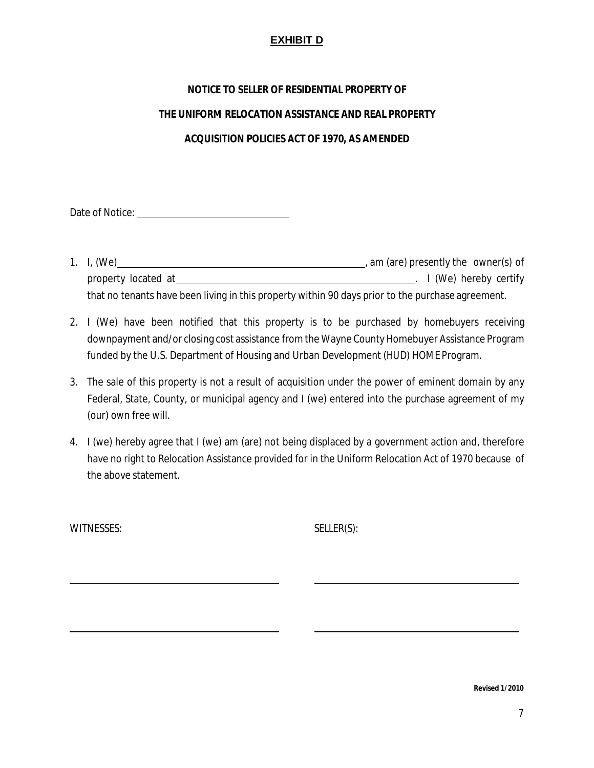**EXHIBIT D**

**NOTICE TO SELLER OF RESIDENTIAL PROPERTY OF**

**THE UNIFORM RELOCATION ASSISTANCE AND REAL PROPERTY**

**ACQUISITION POLICIES ACT OF 1970, AS AMENDED**

Date of Notice: ______________________________

1. I, (We)__________________________________________________, am (are) presently the owner(s) of property located at_________________________________________________. I (We) hereby certify that no tenants have been living in this property within 90 days prior to the purchase agreement.

2. I (We) have been notified that this property is to be purchased by homebuyers receiving downpayment and/or closing cost assistance from the Wayne County Homebuyer Assistance Program funded by the U.S. Department of Housing and Urban Development (HUD) HOME Program.

3. The sale of this property is not a result of acquisition under the power of eminent domain by any Federal, State, County, or municipal agency and I (we) entered into the purchase agreement of my (our) own free will.

4. I (we) hereby agree that I (we) am (are) not being displaced by a government action and, therefore have no right to Relocation Assistance provided for in the Uniform Relocation Act of 1970 because of the above statement.

WITNESSES: SELLER(S):

__________________________________________ __________________________________________

__________________________________________ __________________________________________

**Revised 1/2010**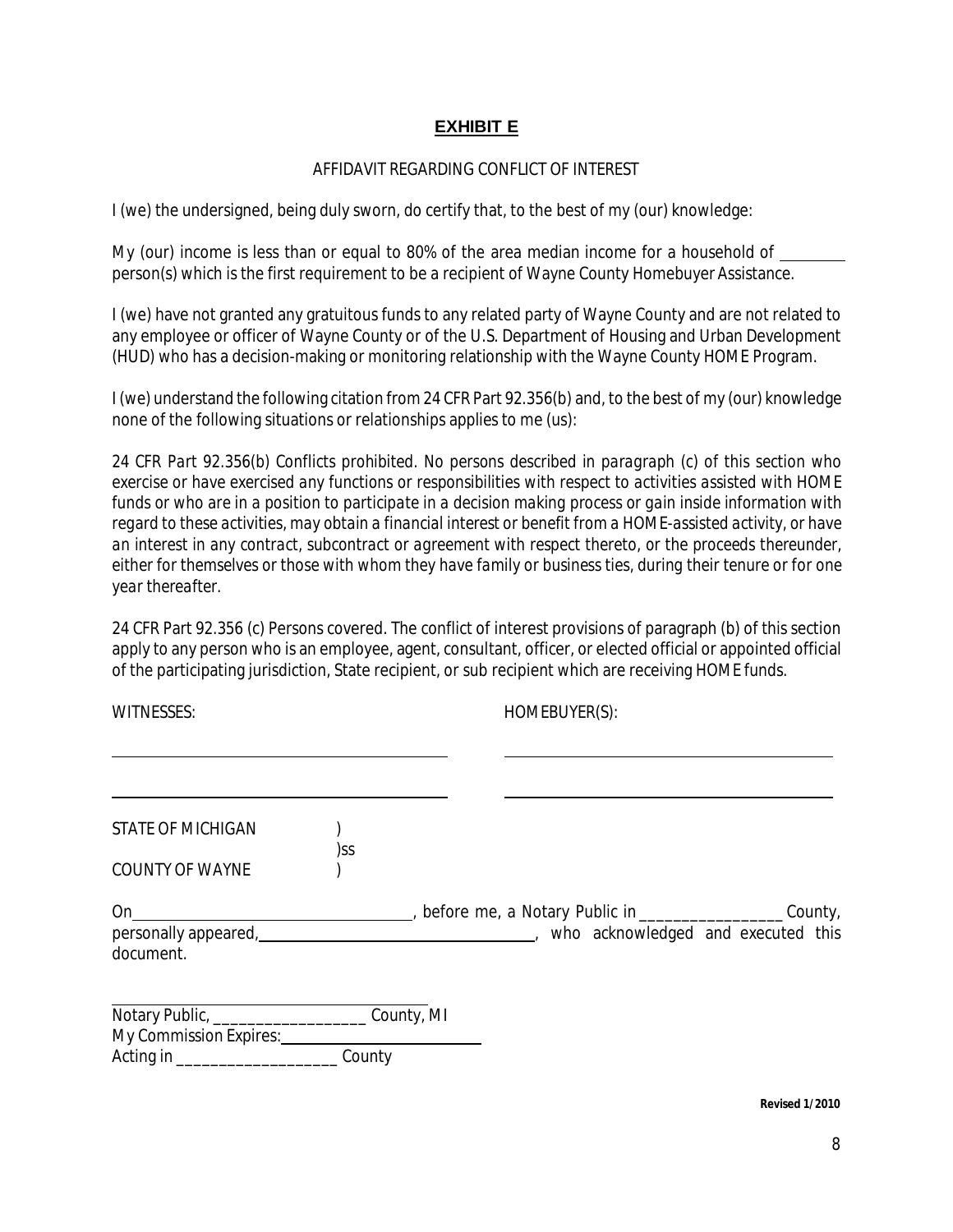# **EXHIBIT E**

AFFIDAVIT REGARDING CONFLICT OF INTEREST

I (we) the undersigned, being duly sworn, do certify that, to the best of my (our) knowledge:

My (our) income is less than or equal to 80% of the area median income for a household of ________ person(s) which is the first requirement to be a recipient of Wayne County Homebuyer Assistance.

I (we) have not granted any gratuitous funds to any related party of Wayne County and are not related to any employee or officer of Wayne County or of the U.S. Department of Housing and Urban Development (HUD) who has a decision-making or monitoring relationship with the Wayne County HOME Program.

I (we) understand the following citation from 24 CFR Part 92.356(b) and, to the best of my (our) knowledge none of the following situations or relationships applies to me (us):

*24 CFR Part 92.356(b) Conflicts prohibited. No persons described in paragraph (c) of this section who exercise or have exercised any functions or responsibilities with respect to activities assisted with HOME funds or who are in a position to participate in a decision making process or gain inside information with regard to these activities, may obtain a financial interest or benefit from a HOME-assisted activity, or have an interest in any contract, subcontract or agreement with respect thereto, or the proceeds thereunder, either for themselves or those with whom they have family or business ties, during their tenure or for one year thereafter.*

24 CFR Part 92.356 (c) Persons covered. The conflict of interest provisions of paragraph (b) of this section apply to any person who is an employee, agent, consultant, officer, or elected official or appointed official of the participating jurisdiction, State recipient, or sub recipient which are receiving HOME funds.

WITNESSES: HOMEBUYER(S):

______________________________ ______________________________

______________________________ ______________________________

STATE OF MICHIGAN )
)ss
COUNTY OF WAYNE )

On ______________________________, before me, a Notary Public in ________________ County, personally appeared, ______________________________, who acknowledged and executed this document.

______________________________
Notary Public, __________________ County, MI
My Commission Expires: ____________________
Acting in __________________ County

**Revised 1/2010**